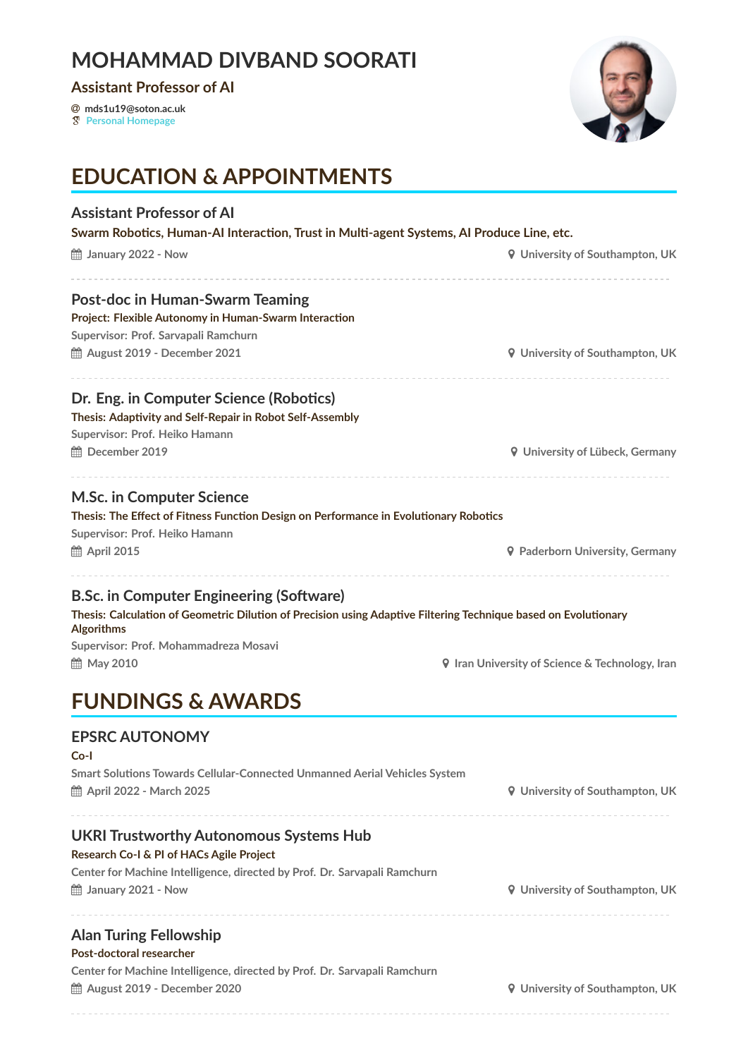# MOHAMMAD DIVBAND SOORATI

**Assistant Professor of AI**

@ mds1u19@soton.ac.uk
Personal Homepage

## EDUCATION & APPOINTMENTS

### Assistant Professor of AI

**Swarm Robotics, Human-AI Interaction, Trust in Multi-agent Systems, AI Produce Line, etc.**

January 2022 - Now — University of Southampton, UK

---

### Post-doc in Human-Swarm Teaming

**Project: Flexible Autonomy in Human-Swarm Interaction**

Supervisor: Prof. Sarvapali Ramchurn

August 2019 - December 2021 — University of Southampton, UK

---

### Dr. Eng. in Computer Science (Robotics)

**Thesis: Adaptivity and Self-Repair in Robot Self-Assembly**

Supervisor: Prof. Heiko Hamann

December 2019 — University of Lübeck, Germany

---

### M.Sc. in Computer Science

**Thesis: The Effect of Fitness Function Design on Performance in Evolutionary Robotics**

Supervisor: Prof. Heiko Hamann

April 2015 — Paderborn University, Germany

---

### B.Sc. in Computer Engineering (Software)

**Thesis: Calculation of Geometric Dilution of Precision using Adaptive Filtering Technique based on Evolutionary Algorithms**

Supervisor: Prof. Mohammadreza Mosavi

May 2010 — Iran University of Science & Technology, Iran

## FUNDINGS & AWARDS

### EPSRC AUTONOMY

**Co-I**

Smart Solutions Towards Cellular-Connected Unmanned Aerial Vehicles System

April 2022 - March 2025 — University of Southampton, UK

---

### UKRI Trustworthy Autonomous Systems Hub

**Research Co-I & PI of HACs Agile Project**

Center for Machine Intelligence, directed by Prof. Dr. Sarvapali Ramchurn

January 2021 - Now — University of Southampton, UK

---

### Alan Turing Fellowship

**Post-doctoral researcher**

Center for Machine Intelligence, directed by Prof. Dr. Sarvapali Ramchurn

August 2019 - December 2020 — University of Southampton, UK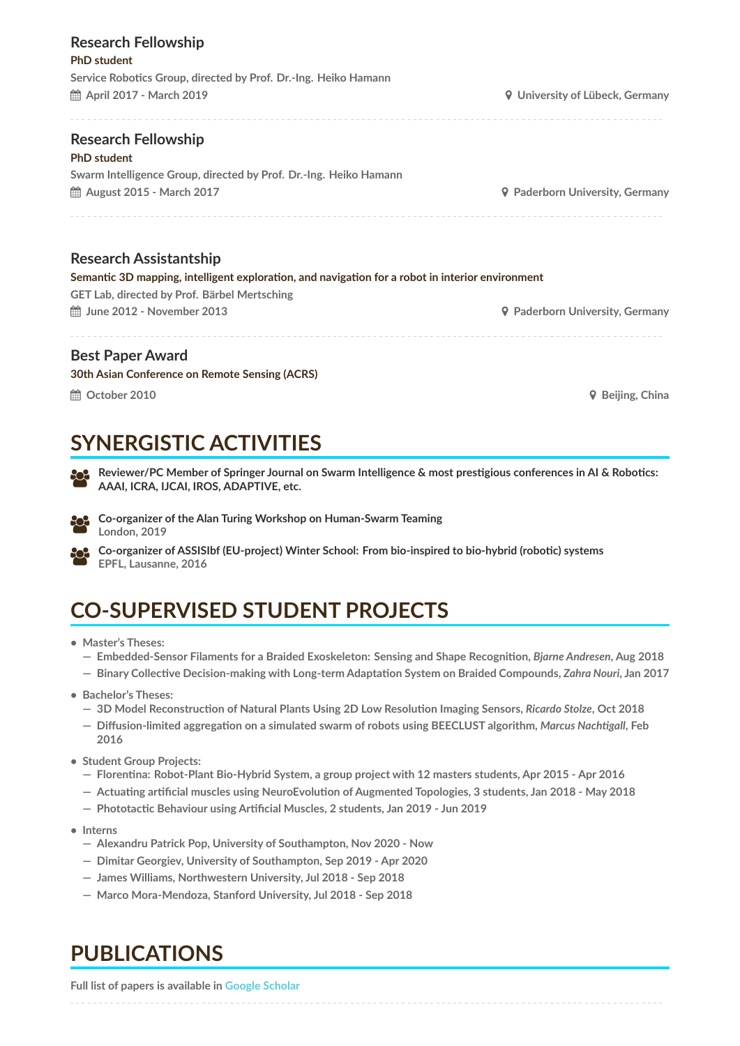### Research Fellowship
**PhD student**
Service Robotics Group, directed by Prof. Dr.-Ing. Heiko Hamann
April 2017 - March 2019 | University of Lübeck, Germany

---

### Research Fellowship
**PhD student**
Swarm Intelligence Group, directed by Prof. Dr.-Ing. Heiko Hamann
August 2015 - March 2017 | Paderborn University, Germany

---

### Research Assistantship
**Semantic 3D mapping, intelligent exploration, and navigation for a robot in interior environment**
GET Lab, directed by Prof. Bärbel Mertsching
June 2012 - November 2013 | Paderborn University, Germany

---

### Best Paper Award
**30th Asian Conference on Remote Sensing (ACRS)**
October 2010 | Beijing, China

## SYNERGISTIC ACTIVITIES

- **Reviewer/PC Member of Springer Journal on Swarm Intelligence & most prestigious conferences in AI & Robotics: AAAI, ICRA, IJCAI, IROS, ADAPTIVE, etc.**
- **Co-organizer of the Alan Turing Workshop on Human-Swarm Teaming**
  London, 2019
- **Co-organizer of ASSISIbf (EU-project) Winter School: From bio-inspired to bio-hybrid (robotic) systems**
  EPFL, Lausanne, 2016

## CO-SUPERVISED STUDENT PROJECTS

- Master's Theses:
  - Embedded-Sensor Filaments for a Braided Exoskeleton: Sensing and Shape Recognition, *Bjarne Andresen*, Aug 2018
  - Binary Collective Decision-making with Long-term Adaptation System on Braided Compounds, *Zahra Nouri*, Jan 2017
- Bachelor's Theses:
  - 3D Model Reconstruction of Natural Plants Using 2D Low Resolution Imaging Sensors, *Ricardo Stolze*, Oct 2018
  - Diffusion-limited aggregation on a simulated swarm of robots using BEECLUST algorithm, *Marcus Nachtigall*, Feb 2016
- Student Group Projects:
  - Florentina: Robot-Plant Bio-Hybrid System, a group project with 12 masters students, Apr 2015 - Apr 2016
  - Actuating artificial muscles using NeuroEvolution of Augmented Topologies, 3 students, Jan 2018 - May 2018
  - Phototactic Behaviour using Artificial Muscles, 2 students, Jan 2019 - Jun 2019
- Interns
  - Alexandru Patrick Pop, University of Southampton, Nov 2020 - Now
  - Dimitar Georgiev, University of Southampton, Sep 2019 - Apr 2020
  - James Williams, Northwestern University, Jul 2018 - Sep 2018
  - Marco Mora-Mendoza, Stanford University, Jul 2018 - Sep 2018

## PUBLICATIONS

Full list of papers is available in Google Scholar